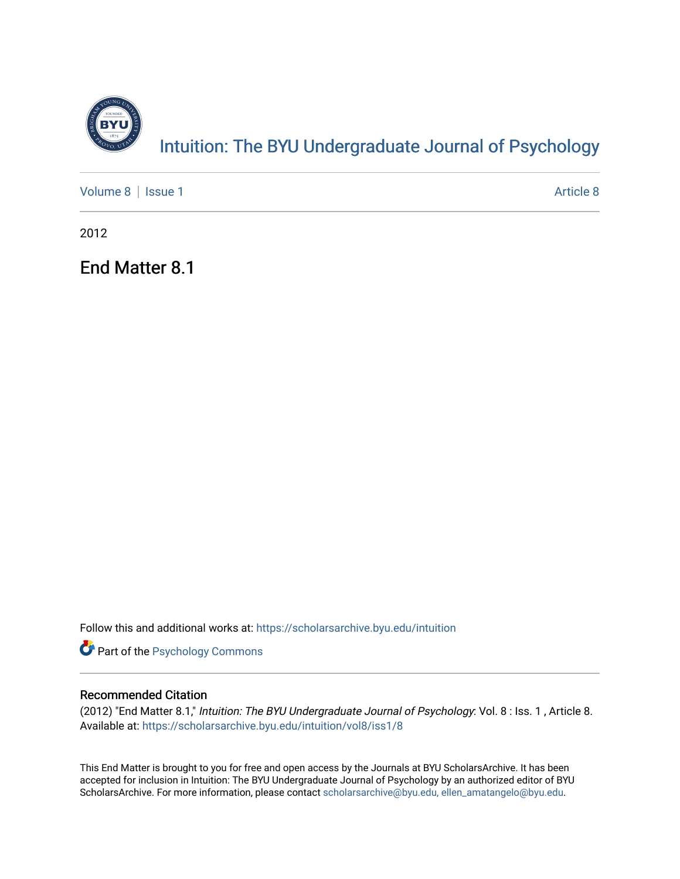# Intuition: The BYU Undergraduate Journal of Psychology

Volume 8 | Issue 1 Article 8

2012

## End Matter 8.1

Follow this and additional works at: https://scholarsarchive.byu.edu/intuition

Part of the Psychology Commons

### Recommended Citation

(2012) "End Matter 8.1," *Intuition: The BYU Undergraduate Journal of Psychology*: Vol. 8 : Iss. 1 , Article 8.
Available at: https://scholarsarchive.byu.edu/intuition/vol8/iss1/8

This End Matter is brought to you for free and open access by the Journals at BYU ScholarsArchive. It has been accepted for inclusion in Intuition: The BYU Undergraduate Journal of Psychology by an authorized editor of BYU ScholarsArchive. For more information, please contact scholarsarchive@byu.edu, ellen_amatangelo@byu.edu.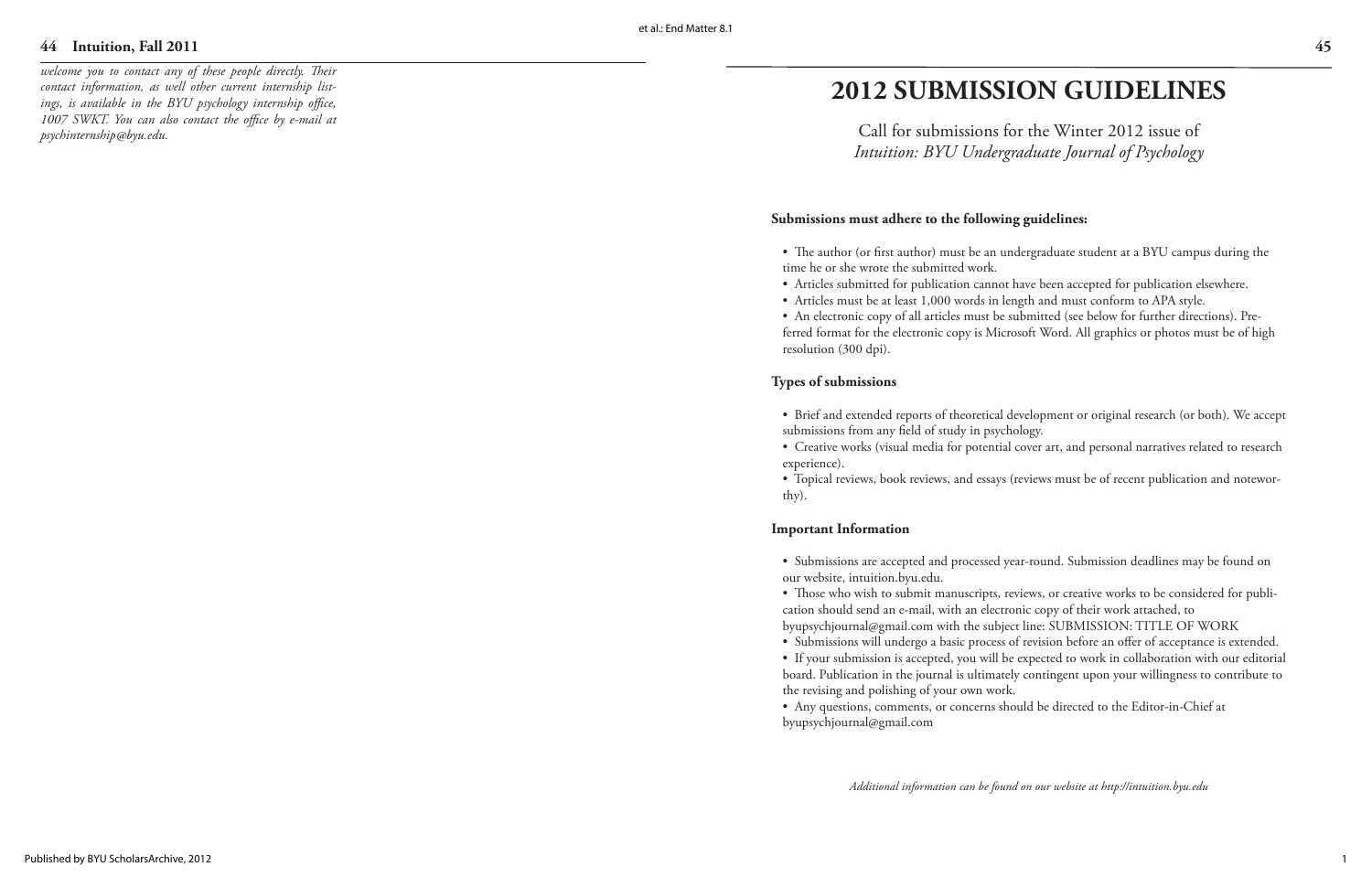*welcome you to contact any of these people directly. Their contact information, as well other current internship listings, is available in the BYU psychology internship office, 1007 SWKT. You can also contact the office by e-mail at psychinternship@byu.edu.*

# 2012 SUBMISSION GUIDELINES

Call for submissions for the Winter 2012 issue of
*Intuition: BYU Undergraduate Journal of Psychology*

**Submissions must adhere to the following guidelines:**

- The author (or first author) must be an undergraduate student at a BYU campus during the time he or she wrote the submitted work.
- Articles submitted for publication cannot have been accepted for publication elsewhere.
- Articles must be at least 1,000 words in length and must conform to APA style.
- An electronic copy of all articles must be submitted (see below for further directions). Preferred format for the electronic copy is Microsoft Word. All graphics or photos must be of high resolution (300 dpi).

**Types of submissions**

- Brief and extended reports of theoretical development or original research (or both). We accept submissions from any field of study in psychology.
- Creative works (visual media for potential cover art, and personal narratives related to research experience).
- Topical reviews, book reviews, and essays (reviews must be of recent publication and noteworthy).

**Important Information**

- Submissions are accepted and processed year-round. Submission deadlines may be found on our website, intuition.byu.edu.
- Those who wish to submit manuscripts, reviews, or creative works to be considered for publication should send an e-mail, with an electronic copy of their work attached, to byupsychjournal@gmail.com with the subject line: SUBMISSION: TITLE OF WORK
- Submissions will undergo a basic process of revision before an offer of acceptance is extended.
- If your submission is accepted, you will be expected to work in collaboration with our editorial board. Publication in the journal is ultimately contingent upon your willingness to contribute to the revising and polishing of your own work.
- Any questions, comments, or concerns should be directed to the Editor-in-Chief at byupsychjournal@gmail.com

*Additional information can be found on our website at http://intuition.byu.edu*